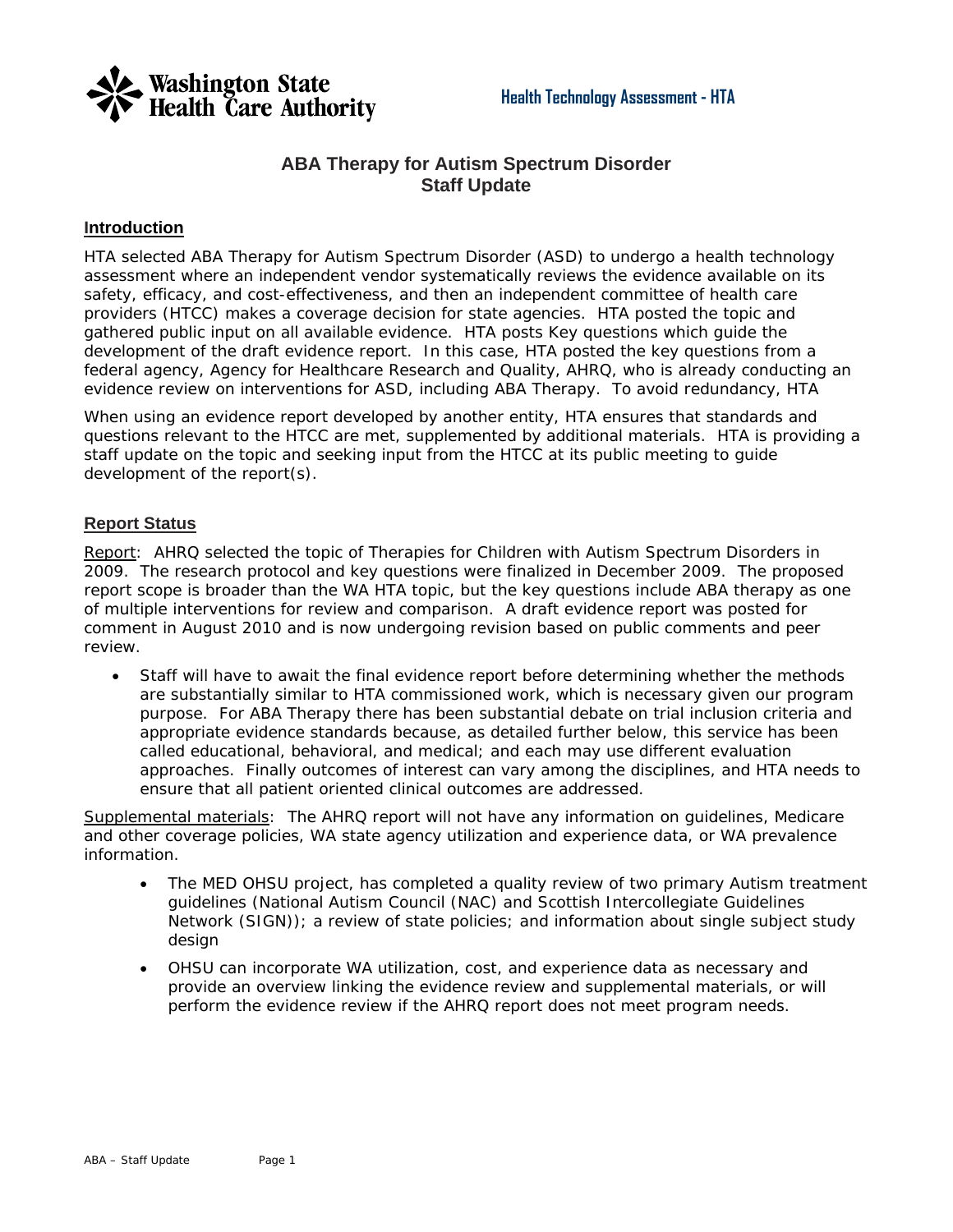Washington State Health Care Authority

Health Technology Assessment - HTA

# ABA Therapy for Autism Spectrum Disorder
## Staff Update

### Introduction

HTA selected ABA Therapy for Autism Spectrum Disorder (ASD) to undergo a health technology assessment where an independent vendor systematically reviews the evidence available on its safety, efficacy, and cost-effectiveness, and then an independent committee of health care providers (HTCC) makes a coverage decision for state agencies. HTA posted the topic and gathered public input on all available evidence. HTA posts Key questions which guide the development of the draft evidence report. In this case, HTA posted the key questions from a federal agency, Agency for Healthcare Research and Quality, AHRQ, who is already conducting an evidence review on interventions for ASD, including ABA Therapy. To avoid redundancy, HTA

When using an evidence report developed by another entity, HTA ensures that standards and questions relevant to the HTCC are met, supplemented by additional materials. HTA is providing a staff update on the topic and seeking input from the HTCC at its public meeting to guide development of the report(s).

### Report Status

Report: AHRQ selected the topic of Therapies for Children with Autism Spectrum Disorders in 2009. The research protocol and key questions were finalized in December 2009. The proposed report scope is broader than the WA HTA topic, but the key questions include ABA therapy as one of multiple interventions for review and comparison. A draft evidence report was posted for comment in August 2010 and is now undergoing revision based on public comments and peer review.

- Staff will have to await the final evidence report before determining whether the methods are substantially similar to HTA commissioned work, which is necessary given our program purpose. For ABA Therapy there has been substantial debate on trial inclusion criteria and appropriate evidence standards because, as detailed further below, this service has been called educational, behavioral, and medical; and each may use different evaluation approaches. Finally outcomes of interest can vary among the disciplines, and HTA needs to ensure that all patient oriented clinical outcomes are addressed.

Supplemental materials: The AHRQ report will not have any information on guidelines, Medicare and other coverage policies, WA state agency utilization and experience data, or WA prevalence information.

- The MED OHSU project, has completed a quality review of two primary Autism treatment guidelines (National Autism Council (NAC) and Scottish Intercollegiate Guidelines Network (SIGN)); a review of state policies; and information about single subject study design
- OHSU can incorporate WA utilization, cost, and experience data as necessary and provide an overview linking the evidence review and supplemental materials, or will perform the evidence review if the AHRQ report does not meet program needs.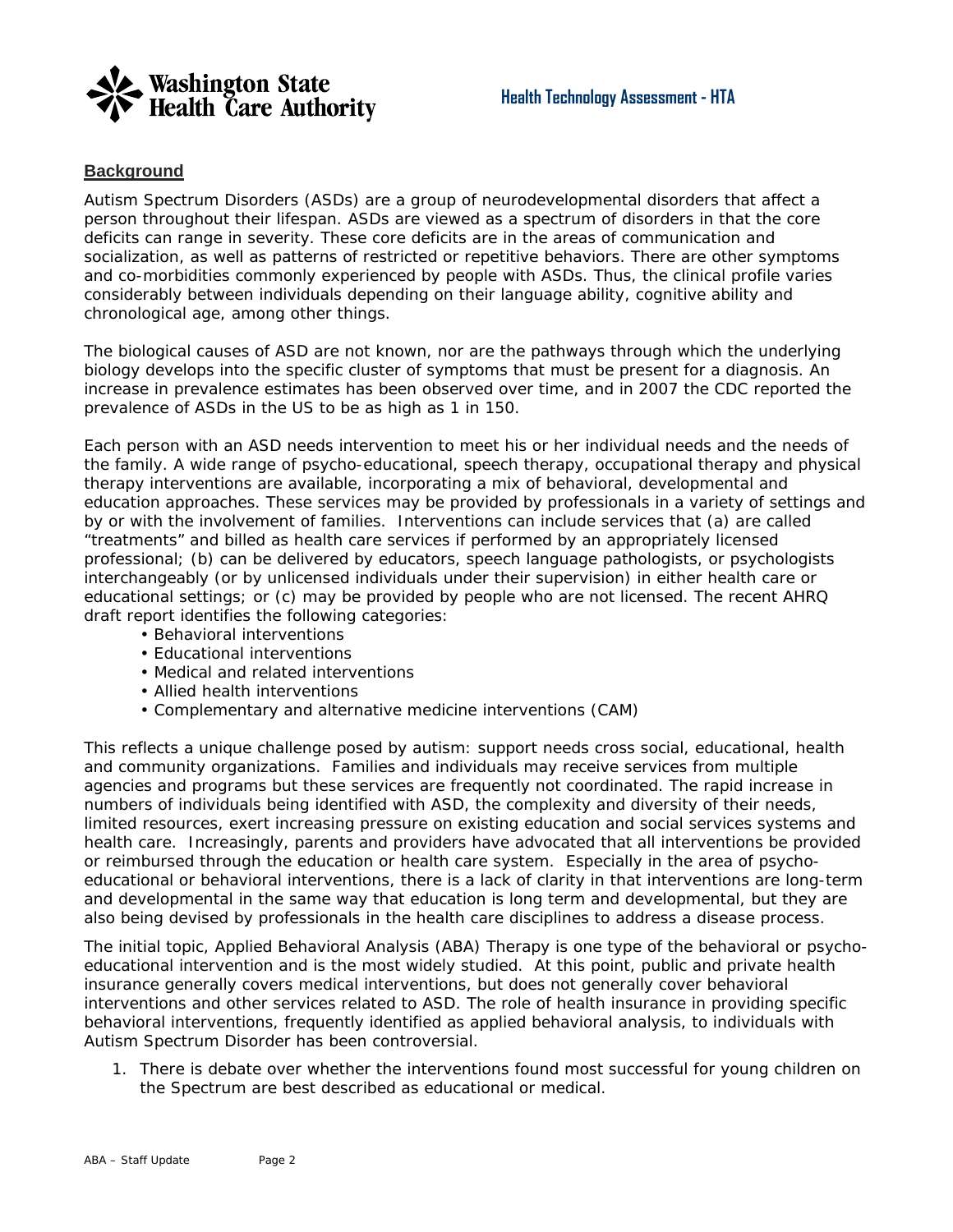## Background

Autism Spectrum Disorders (ASDs) are a group of neurodevelopmental disorders that affect a person throughout their lifespan. ASDs are viewed as a spectrum of disorders in that the core deficits can range in severity. These core deficits are in the areas of communication and socialization, as well as patterns of restricted or repetitive behaviors. There are other symptoms and co-morbidities commonly experienced by people with ASDs. Thus, the clinical profile varies considerably between individuals depending on their language ability, cognitive ability and chronological age, among other things.

The biological causes of ASD are not known, nor are the pathways through which the underlying biology develops into the specific cluster of symptoms that must be present for a diagnosis. An increase in prevalence estimates has been observed over time, and in 2007 the CDC reported the prevalence of ASDs in the US to be as high as 1 in 150.

Each person with an ASD needs intervention to meet his or her individual needs and the needs of the family. A wide range of psycho-educational, speech therapy, occupational therapy and physical therapy interventions are available, incorporating a mix of behavioral, developmental and education approaches. These services may be provided by professionals in a variety of settings and by or with the involvement of families. Interventions can include services that (a) are called "treatments" and billed as health care services if performed by an appropriately licensed professional; (b) can be delivered by educators, speech language pathologists, or psychologists interchangeably (or by unlicensed individuals under their supervision) in either health care or educational settings; or (c) may be provided by people who are not licensed. The recent AHRQ draft report identifies the following categories:

- Behavioral interventions
- Educational interventions
- Medical and related interventions
- Allied health interventions
- Complementary and alternative medicine interventions (CAM)

This reflects a unique challenge posed by autism: support needs cross social, educational, health and community organizations. Families and individuals may receive services from multiple agencies and programs but these services are frequently not coordinated. The rapid increase in numbers of individuals being identified with ASD, the complexity and diversity of their needs, limited resources, exert increasing pressure on existing education and social services systems and health care. Increasingly, parents and providers have advocated that all interventions be provided or reimbursed through the education or health care system. Especially in the area of psycho-educational or behavioral interventions, there is a lack of clarity in that interventions are long-term and developmental in the same way that education is long term and developmental, but they are also being devised by professionals in the health care disciplines to address a disease process.

The initial topic, Applied Behavioral Analysis (ABA) Therapy is one type of the behavioral or psycho-educational intervention and is the most widely studied. At this point, public and private health insurance generally covers medical interventions, but does not generally cover behavioral interventions and other services related to ASD. The role of health insurance in providing specific behavioral interventions, frequently identified as applied behavioral analysis, to individuals with Autism Spectrum Disorder has been controversial.

1. There is debate over whether the interventions found most successful for young children on the Spectrum are best described as educational or medical.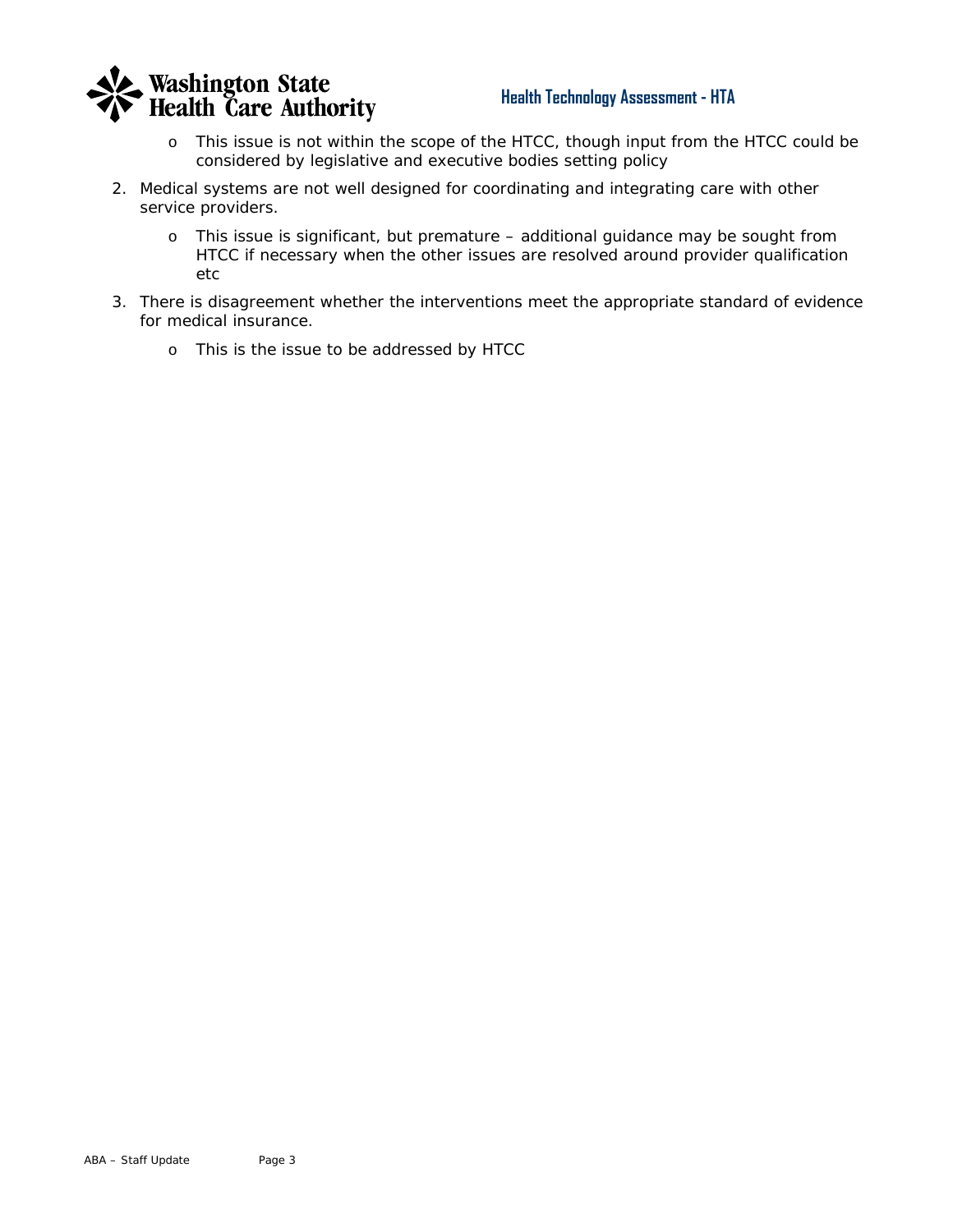- This issue is not within the scope of the HTCC, though input from the HTCC could be considered by legislative and executive bodies setting policy

2. Medical systems are not well designed for coordinating and integrating care with other service providers.
   - This issue is significant, but premature – additional guidance may be sought from HTCC if necessary when the other issues are resolved around provider qualification etc

3. There is disagreement whether the interventions meet the appropriate standard of evidence for medical insurance.
   - This is the issue to be addressed by HTCC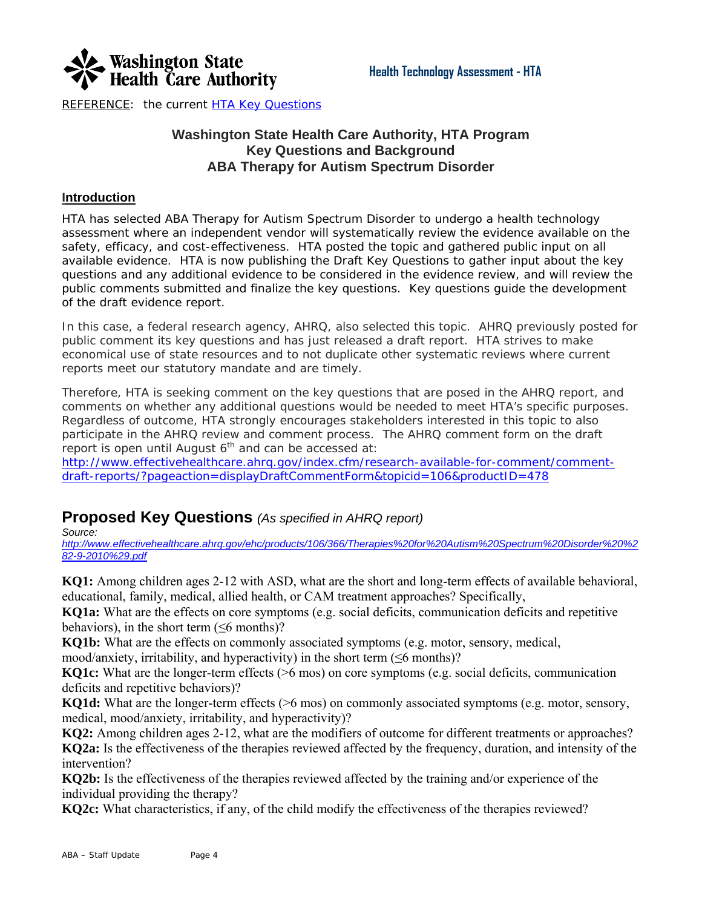Washington State Health Care Authority

**Health Technology Assessment - HTA**

REFERENCE: the current [HTA Key Questions]

## Washington State Health Care Authority, HTA Program
## Key Questions and Background
## ABA Therapy for Autism Spectrum Disorder

### Introduction

HTA has selected ABA Therapy for Autism Spectrum Disorder to undergo a health technology assessment where an independent vendor will systematically review the evidence available on the safety, efficacy, and cost-effectiveness. HTA posted the topic and gathered public input on all available evidence. HTA is now publishing the Draft Key Questions to gather input about the key questions and any additional evidence to be considered in the evidence review, and will review the public comments submitted and finalize the key questions. Key questions guide the development of the draft evidence report.

In this case, a federal research agency, AHRQ, also selected this topic. AHRQ previously posted for public comment its key questions and has just released a draft report. HTA strives to make economical use of state resources and to not duplicate other systematic reviews where current reports meet our statutory mandate and are timely.

Therefore, HTA is seeking comment on the key questions that are posed in the AHRQ report, and comments on whether any additional questions would be needed to meet HTA's specific purposes. Regardless of outcome, HTA strongly encourages stakeholders interested in this topic to also participate in the AHRQ review and comment process. The AHRQ comment form on the draft report is open until August 6th and can be accessed at:
http://www.effectivehealthcare.ahrq.gov/index.cfm/research-available-for-comment/comment-draft-reports/?pageaction=displayDraftCommentForm&topicid=106&productID=478

## Proposed Key Questions *(As specified in AHRQ report)*

*Source:*
*http://www.effectivehealthcare.ahrq.gov/ehc/products/106/366/Therapies%20for%20Autism%20Spectrum%20Disorder%20%282-9-2010%29.pdf*

**KQ1:** Among children ages 2-12 with ASD, what are the short and long-term effects of available behavioral, educational, family, medical, allied health, or CAM treatment approaches? Specifically,

**KQ1a:** What are the effects on core symptoms (e.g. social deficits, communication deficits and repetitive behaviors), in the short term (≤6 months)?

**KQ1b:** What are the effects on commonly associated symptoms (e.g. motor, sensory, medical, mood/anxiety, irritability, and hyperactivity) in the short term (≤6 months)?

**KQ1c:** What are the longer-term effects (>6 mos) on core symptoms (e.g. social deficits, communication deficits and repetitive behaviors)?

**KQ1d:** What are the longer-term effects (>6 mos) on commonly associated symptoms (e.g. motor, sensory, medical, mood/anxiety, irritability, and hyperactivity)?

**KQ2:** Among children ages 2-12, what are the modifiers of outcome for different treatments or approaches?

**KQ2a:** Is the effectiveness of the therapies reviewed affected by the frequency, duration, and intensity of the intervention?

**KQ2b:** Is the effectiveness of the therapies reviewed affected by the training and/or experience of the individual providing the therapy?

**KQ2c:** What characteristics, if any, of the child modify the effectiveness of the therapies reviewed?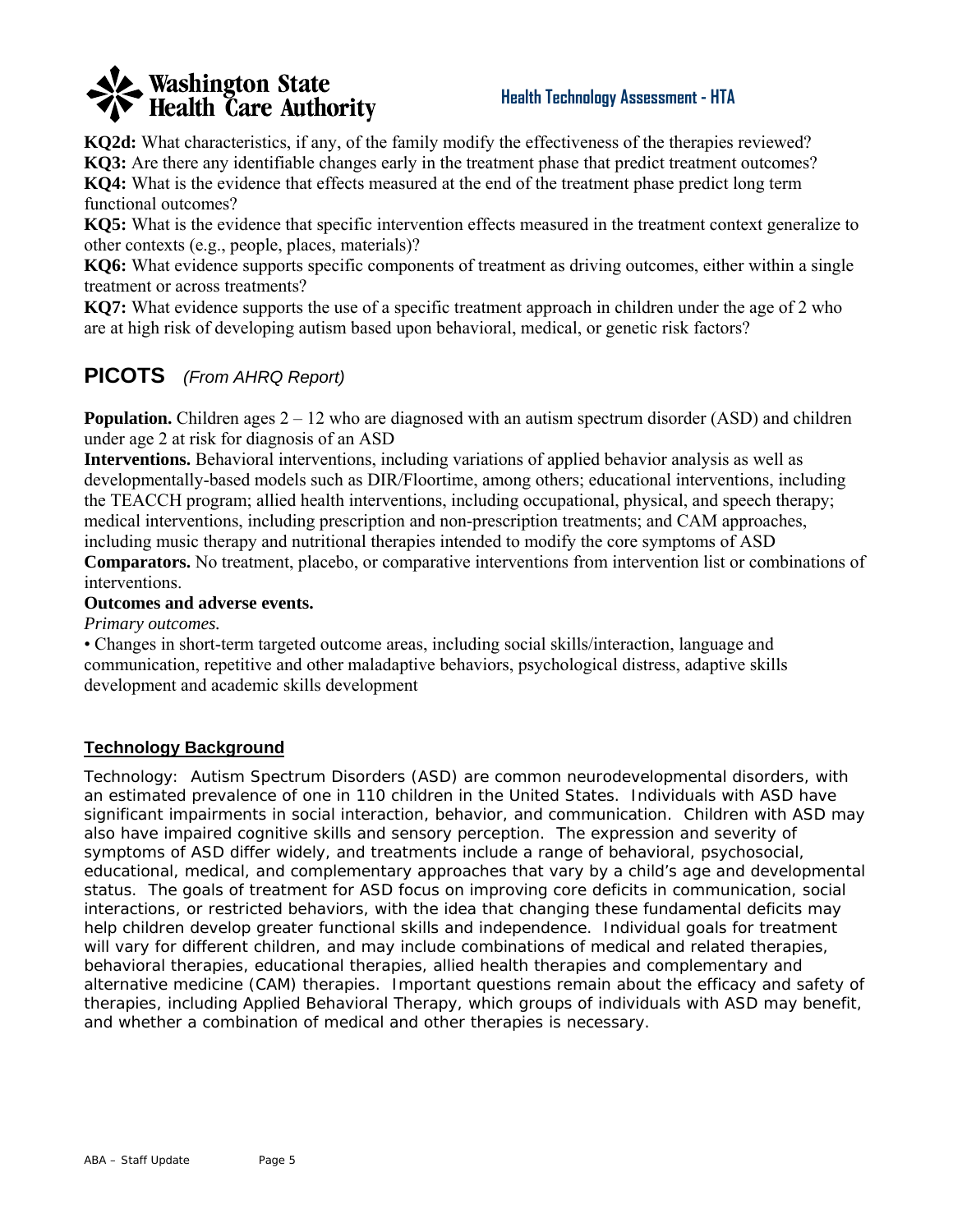**KQ2d:** What characteristics, if any, of the family modify the effectiveness of the therapies reviewed?
**KQ3:** Are there any identifiable changes early in the treatment phase that predict treatment outcomes?
**KQ4:** What is the evidence that effects measured at the end of the treatment phase predict long term functional outcomes?
**KQ5:** What is the evidence that specific intervention effects measured in the treatment context generalize to other contexts (e.g., people, places, materials)?
**KQ6:** What evidence supports specific components of treatment as driving outcomes, either within a single treatment or across treatments?
**KQ7:** What evidence supports the use of a specific treatment approach in children under the age of 2 who are at high risk of developing autism based upon behavioral, medical, or genetic risk factors?

## PICOTS *(From AHRQ Report)*

**Population.** Children ages 2 – 12 who are diagnosed with an autism spectrum disorder (ASD) and children under age 2 at risk for diagnosis of an ASD
**Interventions.** Behavioral interventions, including variations of applied behavior analysis as well as developmentally-based models such as DIR/Floortime, among others; educational interventions, including the TEACCH program; allied health interventions, including occupational, physical, and speech therapy; medical interventions, including prescription and non-prescription treatments; and CAM approaches, including music therapy and nutritional therapies intended to modify the core symptoms of ASD
**Comparators.** No treatment, placebo, or comparative interventions from intervention list or combinations of interventions.
**Outcomes and adverse events.**
*Primary outcomes.*
• Changes in short-term targeted outcome areas, including social skills/interaction, language and communication, repetitive and other maladaptive behaviors, psychological distress, adaptive skills development and academic skills development

### Technology Background

Technology: Autism Spectrum Disorders (ASD) are common neurodevelopmental disorders, with an estimated prevalence of one in 110 children in the United States. Individuals with ASD have significant impairments in social interaction, behavior, and communication. Children with ASD may also have impaired cognitive skills and sensory perception. The expression and severity of symptoms of ASD differ widely, and treatments include a range of behavioral, psychosocial, educational, medical, and complementary approaches that vary by a child's age and developmental status. The goals of treatment for ASD focus on improving core deficits in communication, social interactions, or restricted behaviors, with the idea that changing these fundamental deficits may help children develop greater functional skills and independence. Individual goals for treatment will vary for different children, and may include combinations of medical and related therapies, behavioral therapies, educational therapies, allied health therapies and complementary and alternative medicine (CAM) therapies. Important questions remain about the efficacy and safety of therapies, including Applied Behavioral Therapy, which groups of individuals with ASD may benefit, and whether a combination of medical and other therapies is necessary.